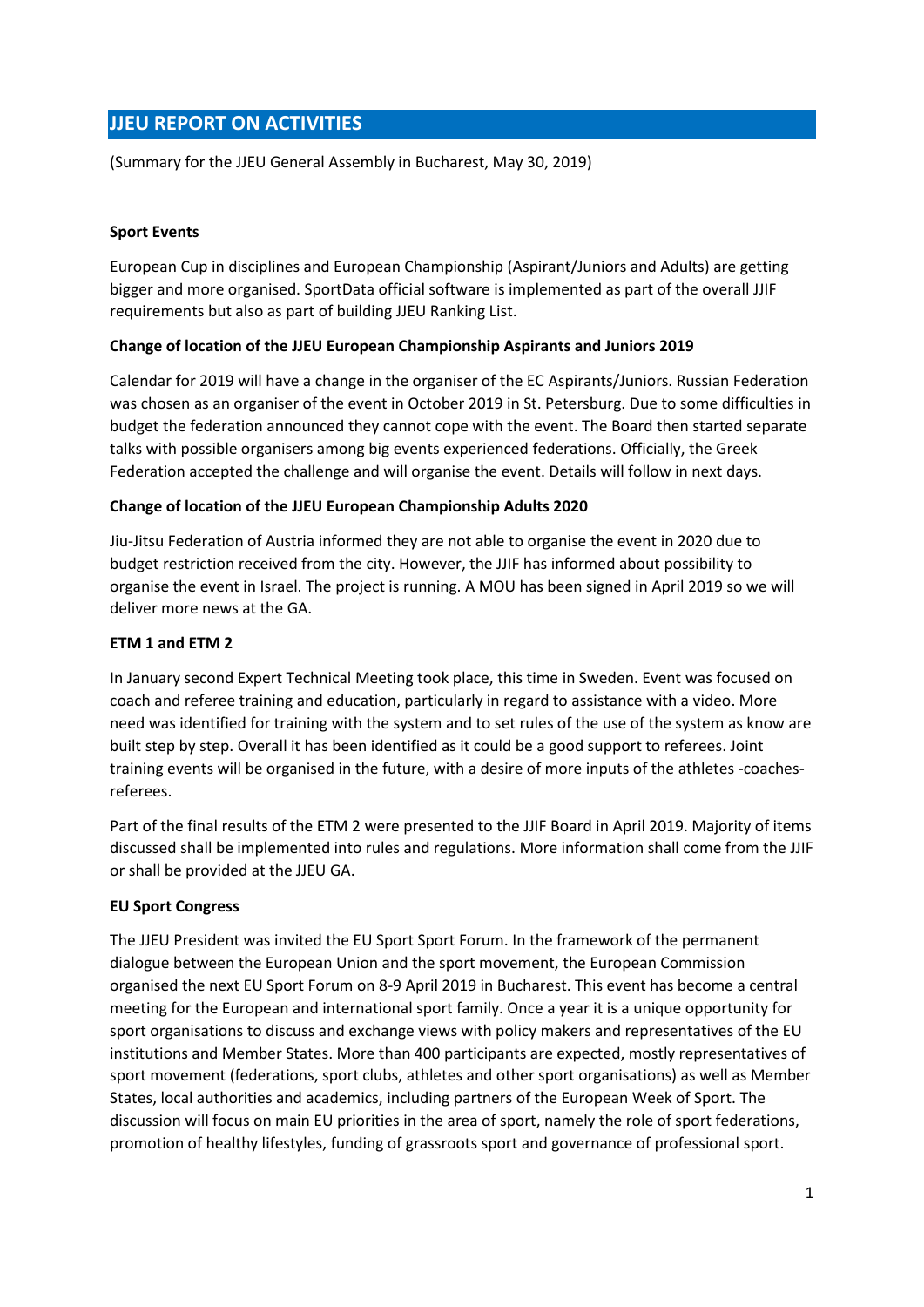# JJEU REPORT ON ACTIVITIES

(Summary for the JJEU General Assembly in Bucharest, May 30, 2019)

**Sport Events**

European Cup in disciplines and European Championship (Aspirant/Juniors and Adults) are getting bigger and more organised. SportData official software is implemented as part of the overall JJIF requirements but also as part of building JJEU Ranking List.

**Change of location of the JJEU European Championship Aspirants and Juniors 2019**

Calendar for 2019 will have a change in the organiser of the EC Aspirants/Juniors. Russian Federation was chosen as an organiser of the event in October 2019 in St. Petersburg. Due to some difficulties in budget the federation announced they cannot cope with the event. The Board then started separate talks with possible organisers among big events experienced federations. Officially, the Greek Federation accepted the challenge and will organise the event. Details will follow in next days.

**Change of location of the JJEU European Championship Adults 2020**

Jiu-Jitsu Federation of Austria informed they are not able to organise the event in 2020 due to budget restriction received from the city. However, the JJIF has informed about possibility to organise the event in Israel. The project is running. A MOU has been signed in April 2019 so we will deliver more news at the GA.

**ETM 1 and ETM 2**

In January second Expert Technical Meeting took place, this time in Sweden. Event was focused on coach and referee training and education, particularly in regard to assistance with a video. More need was identified for training with the system and to set rules of the use of the system as know are built step by step. Overall it has been identified as it could be a good support to referees. Joint training events will be organised in the future, with a desire of more inputs of the athletes -coaches-referees.

Part of the final results of the ETM 2 were presented to the JJIF Board in April 2019. Majority of items discussed shall be implemented into rules and regulations. More information shall come from the JJIF or shall be provided at the JJEU GA.

**EU Sport Congress**

The JJEU President was invited the EU Sport Sport Forum. In the framework of the permanent dialogue between the European Union and the sport movement, the European Commission organised the next EU Sport Forum on 8-9 April 2019 in Bucharest. This event has become a central meeting for the European and international sport family. Once a year it is a unique opportunity for sport organisations to discuss and exchange views with policy makers and representatives of the EU institutions and Member States. More than 400 participants are expected, mostly representatives of sport movement (federations, sport clubs, athletes and other sport organisations) as well as Member States, local authorities and academics, including partners of the European Week of Sport. The discussion will focus on main EU priorities in the area of sport, namely the role of sport federations, promotion of healthy lifestyles, funding of grassroots sport and governance of professional sport.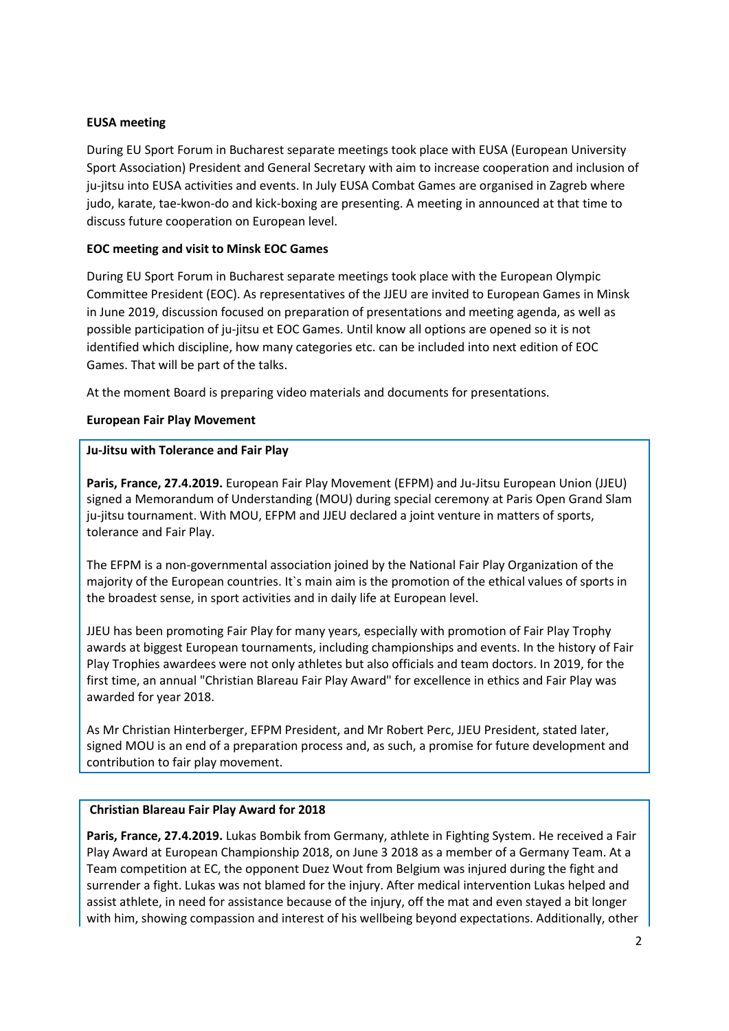**EUSA meeting**

During EU Sport Forum in Bucharest separate meetings took place with EUSA (European University Sport Association) President and General Secretary with aim to increase cooperation and inclusion of ju-jitsu into EUSA activities and events. In July EUSA Combat Games are organised in Zagreb where judo, karate, tae-kwon-do and kick-boxing are presenting. A meeting in announced at that time to discuss future cooperation on European level.

**EOC meeting and visit to Minsk EOC Games**

During EU Sport Forum in Bucharest separate meetings took place with the European Olympic Committee President (EOC). As representatives of the JJEU are invited to European Games in Minsk in June 2019, discussion focused on preparation of presentations and meeting agenda, as well as possible participation of ju-jitsu et EOC Games. Until know all options are opened so it is not identified which discipline, how many categories etc. can be included into next edition of EOC Games. That will be part of the talks.

At the moment Board is preparing video materials and documents for presentations.

**European Fair Play Movement**

**Ju-Jitsu with Tolerance and Fair Play**

**Paris, France, 27.4.2019.** European Fair Play Movement (EFPM) and Ju-Jitsu European Union (JJEU) signed a Memorandum of Understanding (MOU) during special ceremony at Paris Open Grand Slam ju-jitsu tournament. With MOU, EFPM and JJEU declared a joint venture in matters of sports, tolerance and Fair Play.

The EFPM is a non-governmental association joined by the National Fair Play Organization of the majority of the European countries. It`s main aim is the promotion of the ethical values of sports in the broadest sense, in sport activities and in daily life at European level.

JJEU has been promoting Fair Play for many years, especially with promotion of Fair Play Trophy awards at biggest European tournaments, including championships and events. In the history of Fair Play Trophies awardees were not only athletes but also officials and team doctors. In 2019, for the first time, an annual "Christian Blareau Fair Play Award" for excellence in ethics and Fair Play was awarded for year 2018.

As Mr Christian Hinterberger, EFPM President, and Mr Robert Perc, JJEU President, stated later, signed MOU is an end of a preparation process and, as such, a promise for future development and contribution to fair play movement.

**Christian Blareau Fair Play Award for 2018**

**Paris, France, 27.4.2019.** Lukas Bombik from Germany, athlete in Fighting System. He received a Fair Play Award at European Championship 2018, on June 3 2018 as a member of a Germany Team. At a Team competition at EC, the opponent Duez Wout from Belgium was injured during the fight and surrender a fight. Lukas was not blamed for the injury. After medical intervention Lukas helped and assist athlete, in need for assistance because of the injury, off the mat and even stayed a bit longer with him, showing compassion and interest of his wellbeing beyond expectations. Additionally, other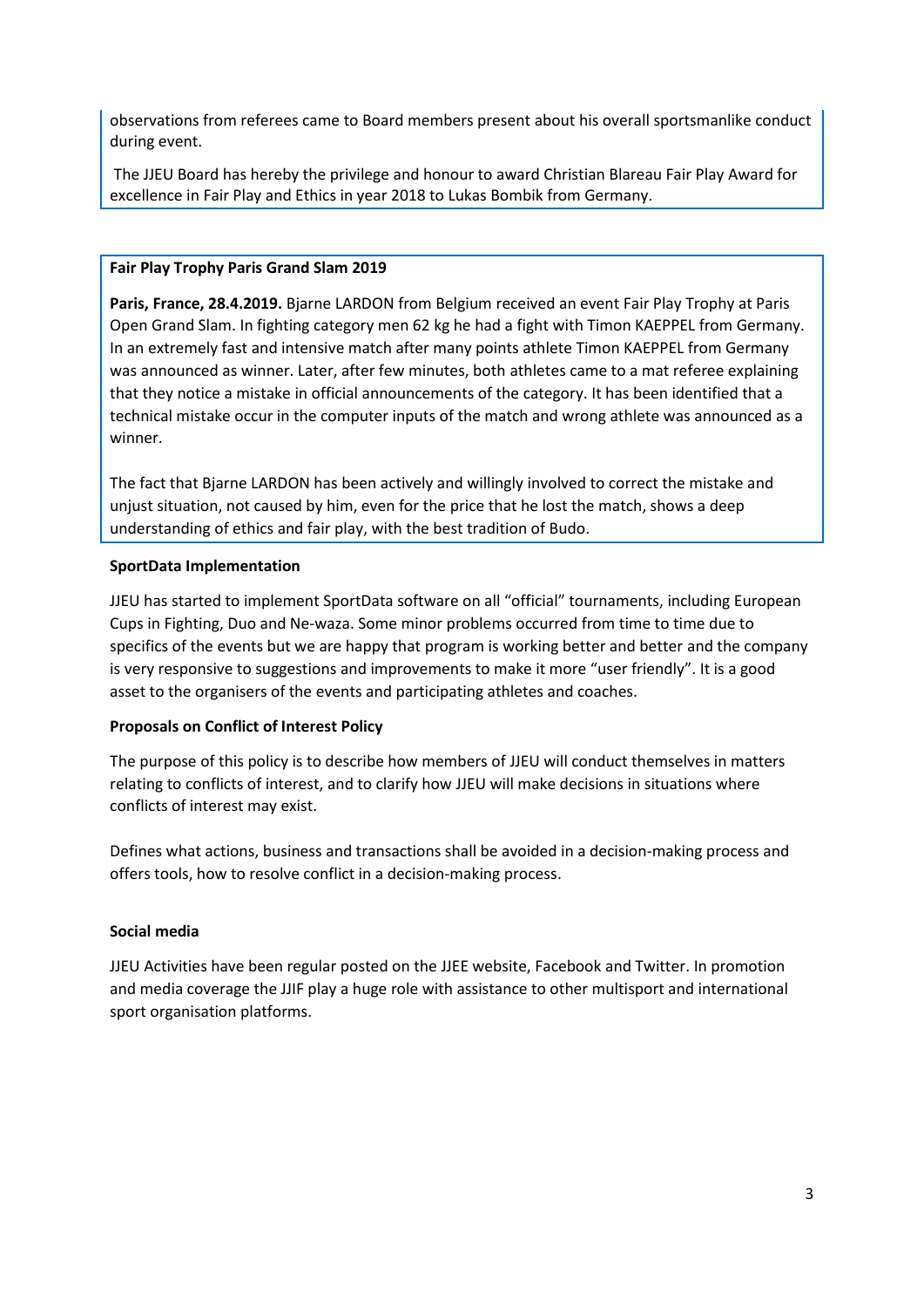observations from referees came to Board members present about his overall sportsmanlike conduct during event.

The JJEU Board has hereby the privilege and honour to award Christian Blareau Fair Play Award for excellence in Fair Play and Ethics in year 2018 to Lukas Bombik from Germany.

**Fair Play Trophy Paris Grand Slam 2019**

**Paris, France, 28.4.2019.** Bjarne LARDON from Belgium received an event Fair Play Trophy at Paris Open Grand Slam. In fighting category men 62 kg he had a fight with Timon KAEPPEL from Germany. In an extremely fast and intensive match after many points athlete Timon KAEPPEL from Germany was announced as winner. Later, after few minutes, both athletes came to a mat referee explaining that they notice a mistake in official announcements of the category. It has been identified that a technical mistake occur in the computer inputs of the match and wrong athlete was announced as a winner.

The fact that Bjarne LARDON has been actively and willingly involved to correct the mistake and unjust situation, not caused by him, even for the price that he lost the match, shows a deep understanding of ethics and fair play, with the best tradition of Budo.

**SportData Implementation**

JJEU has started to implement SportData software on all "official" tournaments, including European Cups in Fighting, Duo and Ne-waza. Some minor problems occurred from time to time due to specifics of the events but we are happy that program is working better and better and the company is very responsive to suggestions and improvements to make it more "user friendly". It is a good asset to the organisers of the events and participating athletes and coaches.

**Proposals on Conflict of Interest Policy**

The purpose of this policy is to describe how members of JJEU will conduct themselves in matters relating to conflicts of interest, and to clarify how JJEU will make decisions in situations where conflicts of interest may exist.

Defines what actions, business and transactions shall be avoided in a decision-making process and offers tools, how to resolve conflict in a decision-making process.

**Social media**

JJEU Activities have been regular posted on the JJEE website, Facebook and Twitter. In promotion and media coverage the JJIF play a huge role with assistance to other multisport and international sport organisation platforms.